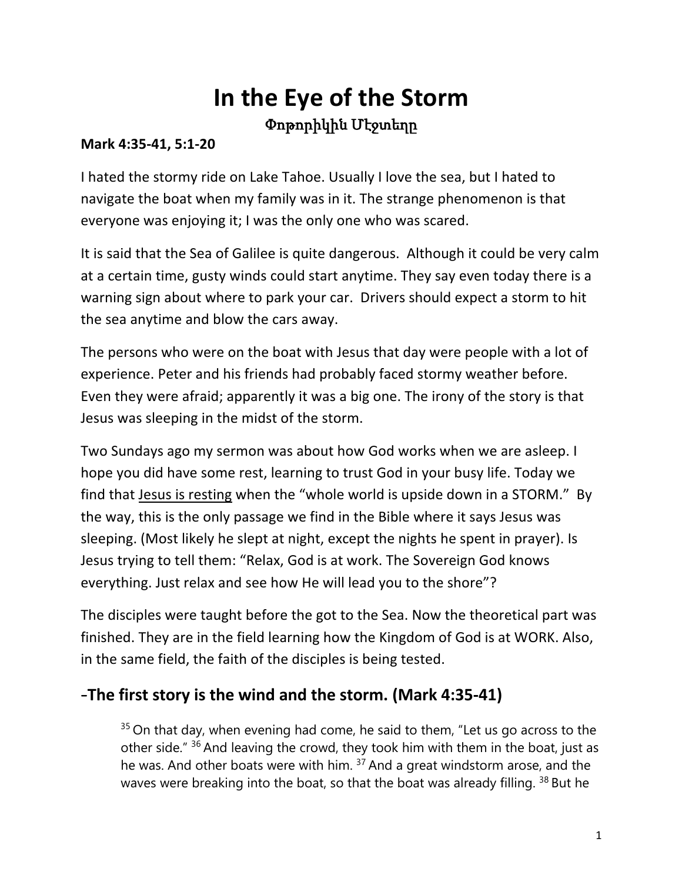# In the Eye of the Storm

Փոթորիկին Մէջտեղը

**Mark 4:35-41, 5:1-20**

I hated the stormy ride on Lake Tahoe. Usually I love the sea, but I hated to navigate the boat when my family was in it. The strange phenomenon is that everyone was enjoying it; I was the only one who was scared.

It is said that the Sea of Galilee is quite dangerous. Although it could be very calm at a certain time, gusty winds could start anytime. They say even today there is a warning sign about where to park your car. Drivers should expect a storm to hit the sea anytime and blow the cars away.

The persons who were on the boat with Jesus that day were people with a lot of experience. Peter and his friends had probably faced stormy weather before. Even they were afraid; apparently it was a big one. The irony of the story is that Jesus was sleeping in the midst of the storm.

Two Sundays ago my sermon was about how God works when we are asleep. I hope you did have some rest, learning to trust God in your busy life. Today we find that <u>Jesus is resting</u> when the "whole world is upside down in a STORM." By the way, this is the only passage we find in the Bible where it says Jesus was sleeping. (Most likely he slept at night, except the nights he spent in prayer). Is Jesus trying to tell them: "Relax, God is at work. The Sovereign God knows everything. Just relax and see how He will lead you to the shore"?

The disciples were taught before the got to the Sea. Now the theoretical part was finished. They are in the field learning how the Kingdom of God is at WORK. Also, in the same field, the faith of the disciples is being tested.

## -The first story is the wind and the storm. (Mark 4:35-41)

> [35] On that day, when evening had come, he said to them, "Let us go across to the other side." [36] And leaving the crowd, they took him with them in the boat, just as he was. And other boats were with him. [37] And a great windstorm arose, and the waves were breaking into the boat, so that the boat was already filling. [38] But he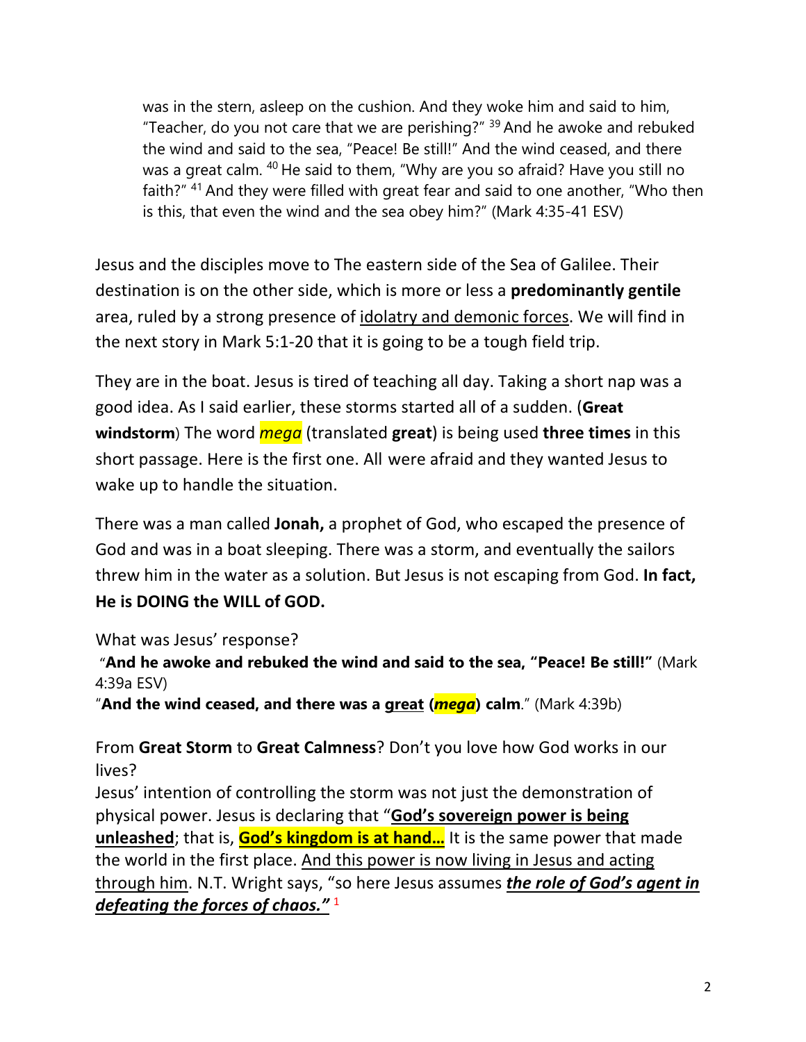> was in the stern, asleep on the cushion. And they woke him and said to him, "Teacher, do you not care that we are perishing?" [39] And he awoke and rebuked the wind and said to the sea, "Peace! Be still!" And the wind ceased, and there was a great calm. [40] He said to them, "Why are you so afraid? Have you still no faith?" [41] And they were filled with great fear and said to one another, "Who then is this, that even the wind and the sea obey him?" (Mark 4:35-41 ESV)

Jesus and the disciples move to The eastern side of the Sea of Galilee. Their destination is on the other side, which is more or less a **predominantly gentile** area, ruled by a strong presence of <u>idolatry and demonic forces</u>. We will find in the next story in Mark 5:1-20 that it is going to be a tough field trip.

They are in the boat. Jesus is tired of teaching all day. Taking a short nap was a good idea. As I said earlier, these storms started all of a sudden. (**Great windstorm**) The word ***mega*** (translated **great**) is being used **three times** in this short passage. Here is the first one. All were afraid and they wanted Jesus to wake up to handle the situation.

There was a man called **Jonah,** a prophet of God, who escaped the presence of God and was in a boat sleeping. There was a storm, and eventually the sailors threw him in the water as a solution. But Jesus is not escaping from God. **In fact, He is DOING the WILL of GOD.**

What was Jesus' response?

"**And he awoke and rebuked the wind and said to the sea, "Peace! Be still!"** (Mark 4:39a ESV)

"**And the wind ceased, and there was a <u>great</u> (*mega*) calm**." (Mark 4:39b)

From **Great Storm** to **Great Calmness**? Don't you love how God works in our lives?

Jesus' intention of controlling the storm was not just the demonstration of physical power. Jesus is declaring that "**<u>God's sovereign power is being unleashed</u>**; that is, **<u>God's kingdom is at hand…</u>** It is the same power that made the world in the first place. <u>And this power is now living in Jesus and acting through him</u>. N.T. Wright says, "so here Jesus assumes ***<u>the role of God's agent in defeating the forces of chaos."</u>*** [1]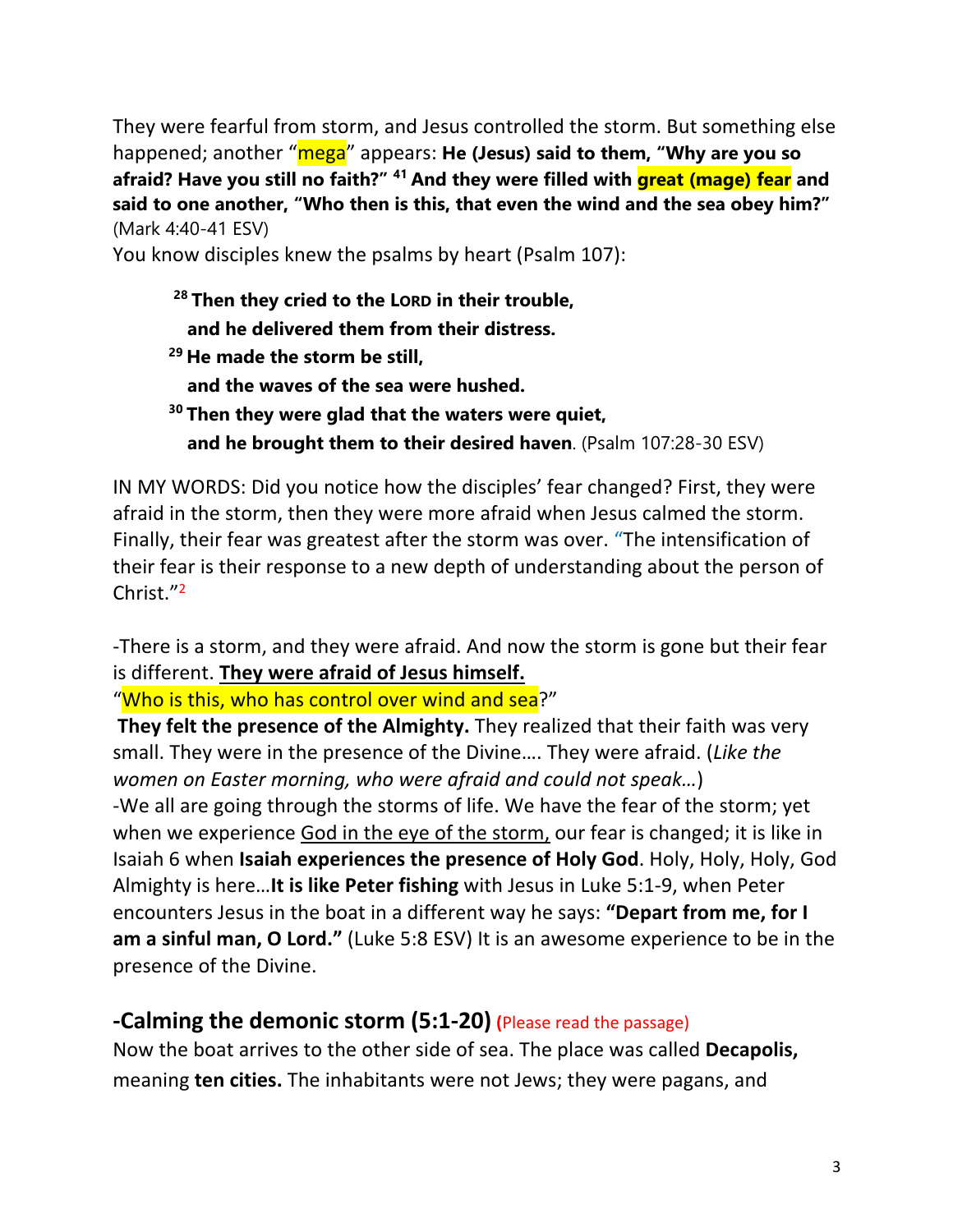They were fearful from storm, and Jesus controlled the storm. But something else happened; another "mega" appears: **He (Jesus) said to them, "Why are you so afraid? Have you still no faith?" [41] And they were filled with great (mage) fear and said to one another, "Who then is this, that even the wind and the sea obey him?"** (Mark 4:40-41 ESV)

You know disciples knew the psalms by heart (Psalm 107):

> **[28] Then they cried to the LORD in their trouble,**
> **and he delivered them from their distress.**
> **[29] He made the storm be still,**
> **and the waves of the sea were hushed.**
> **[30] Then they were glad that the waters were quiet,**
> **and he brought them to their desired haven**. (Psalm 107:28-30 ESV)

IN MY WORDS: Did you notice how the disciples' fear changed? First, they were afraid in the storm, then they were more afraid when Jesus calmed the storm. Finally, their fear was greatest after the storm was over. "The intensification of their fear is their response to a new depth of understanding about the person of Christ."[2]

-There is a storm, and they were afraid. And now the storm is gone but their fear is different. **<u>They were afraid of Jesus himself.</u>**

"Who is this, who has control over wind and sea?"

**They felt the presence of the Almighty.** They realized that their faith was very small. They were in the presence of the Divine…. They were afraid. (*Like the women on Easter morning, who were afraid and could not speak…*)

-We all are going through the storms of life. We have the fear of the storm; yet when we experience <u>God in the eye of the storm,</u> our fear is changed; it is like in Isaiah 6 when **Isaiah experiences the presence of Holy God**. Holy, Holy, Holy, God Almighty is here…**It is like Peter fishing** with Jesus in Luke 5:1-9, when Peter encounters Jesus in the boat in a different way he says: **"Depart from me, for I am a sinful man, O Lord."** (Luke 5:8 ESV) It is an awesome experience to be in the presence of the Divine.

## -Calming the demonic storm (5:1-20) (Please read the passage)

Now the boat arrives to the other side of sea. The place was called **Decapolis,** meaning **ten cities.** The inhabitants were not Jews; they were pagans, and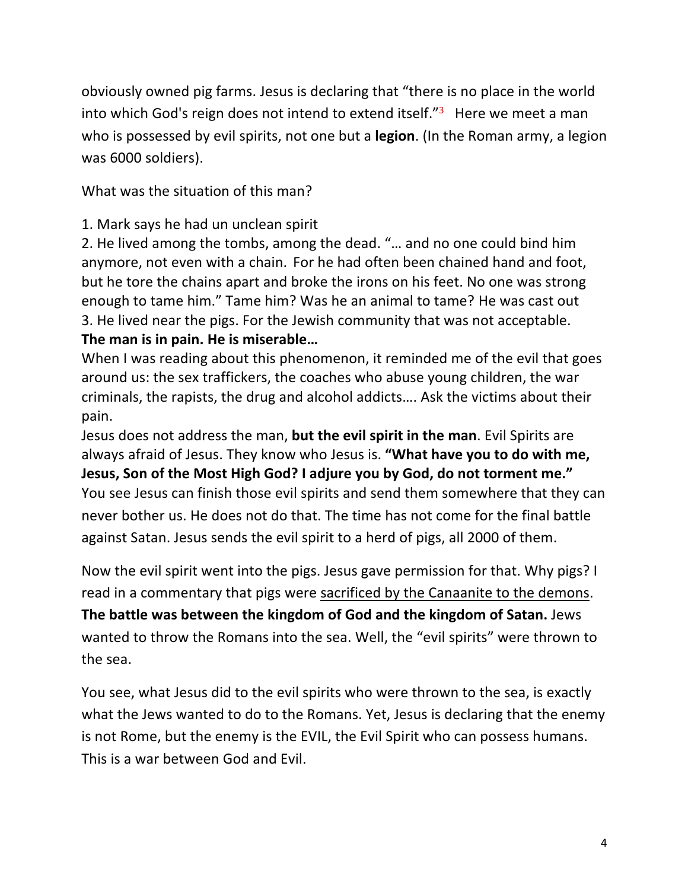obviously owned pig farms. Jesus is declaring that "there is no place in the world into which God's reign does not intend to extend itself."[3] Here we meet a man who is possessed by evil spirits, not one but a **legion**. (In the Roman army, a legion was 6000 soldiers).

What was the situation of this man?

1. Mark says he had un unclean spirit
2. He lived among the tombs, among the dead. "… and no one could bind him anymore, not even with a chain. For he had often been chained hand and foot, but he tore the chains apart and broke the irons on his feet. No one was strong enough to tame him." Tame him? Was he an animal to tame? He was cast out
3. He lived near the pigs. For the Jewish community that was not acceptable.

**The man is in pain. He is miserable…**

When I was reading about this phenomenon, it reminded me of the evil that goes around us: the sex traffickers, the coaches who abuse young children, the war criminals, the rapists, the drug and alcohol addicts…. Ask the victims about their pain.

Jesus does not address the man, **but the evil spirit in the man**. Evil Spirits are always afraid of Jesus. They know who Jesus is. **"What have you to do with me, Jesus, Son of the Most High God? I adjure you by God, do not torment me."** You see Jesus can finish those evil spirits and send them somewhere that they can never bother us. He does not do that. The time has not come for the final battle against Satan. Jesus sends the evil spirit to a herd of pigs, all 2000 of them.

Now the evil spirit went into the pigs. Jesus gave permission for that. Why pigs? I read in a commentary that pigs were <u>sacrificed by the Canaanite to the demons</u>. **The battle was between the kingdom of God and the kingdom of Satan.** Jews wanted to throw the Romans into the sea. Well, the "evil spirits" were thrown to the sea.

You see, what Jesus did to the evil spirits who were thrown to the sea, is exactly what the Jews wanted to do to the Romans. Yet, Jesus is declaring that the enemy is not Rome, but the enemy is the EVIL, the Evil Spirit who can possess humans. This is a war between God and Evil.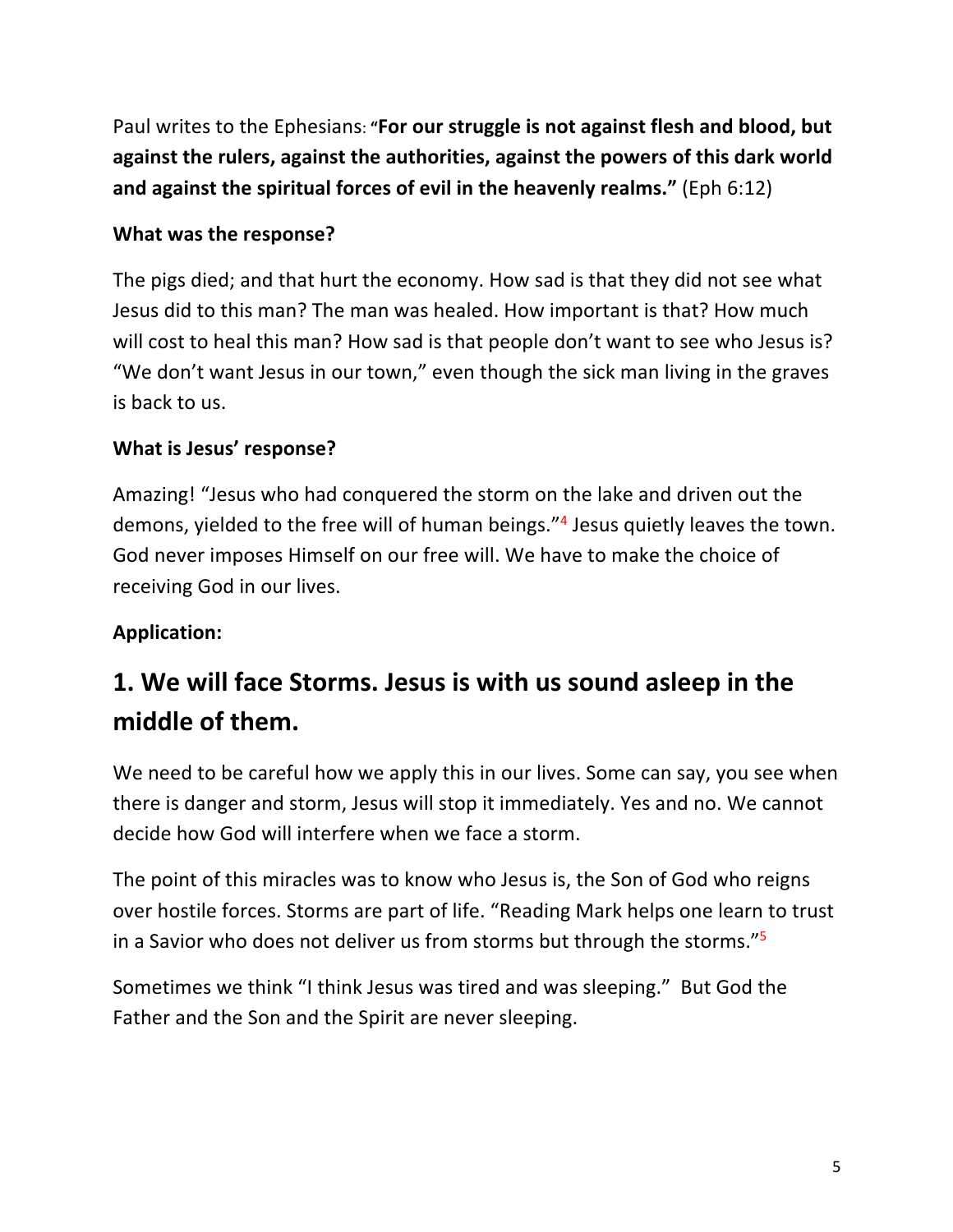Paul writes to the Ephesians: **"For our struggle is not against flesh and blood, but against the rulers, against the authorities, against the powers of this dark world and against the spiritual forces of evil in the heavenly realms."** (Eph 6:12)

**What was the response?**

The pigs died; and that hurt the economy. How sad is that they did not see what Jesus did to this man? The man was healed. How important is that? How much will cost to heal this man? How sad is that people don't want to see who Jesus is? "We don't want Jesus in our town," even though the sick man living in the graves is back to us.

**What is Jesus' response?**

Amazing! "Jesus who had conquered the storm on the lake and driven out the demons, yielded to the free will of human beings."[4] Jesus quietly leaves the town. God never imposes Himself on our free will. We have to make the choice of receiving God in our lives.

**Application:**

## 1. We will face Storms. Jesus is with us sound asleep in the middle of them.

We need to be careful how we apply this in our lives. Some can say, you see when there is danger and storm, Jesus will stop it immediately. Yes and no. We cannot decide how God will interfere when we face a storm.

The point of this miracles was to know who Jesus is, the Son of God who reigns over hostile forces. Storms are part of life. "Reading Mark helps one learn to trust in a Savior who does not deliver us from storms but through the storms."[5]

Sometimes we think "I think Jesus was tired and was sleeping." But God the Father and the Son and the Spirit are never sleeping.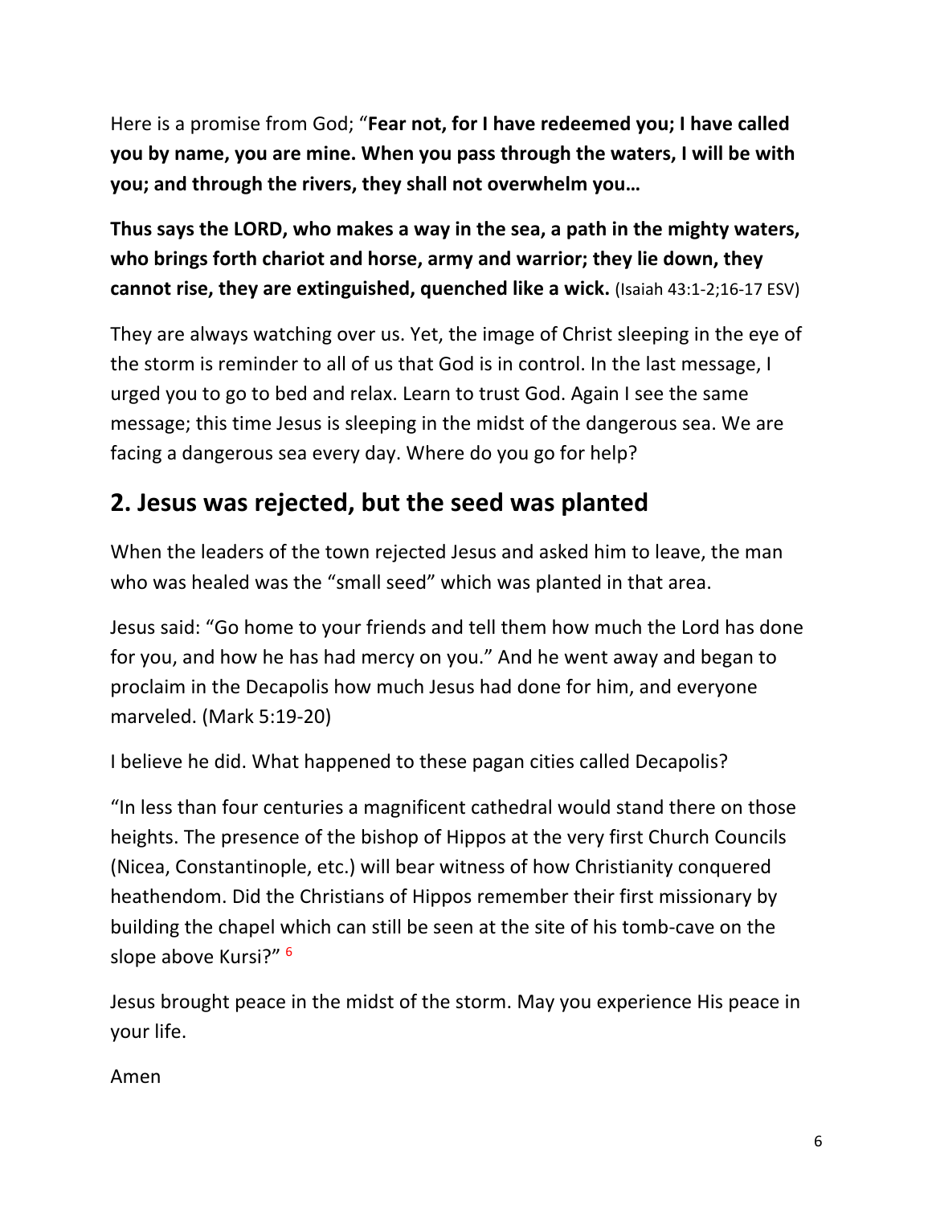Here is a promise from God; "**Fear not, for I have redeemed you; I have called you by name, you are mine. When you pass through the waters, I will be with you; and through the rivers, they shall not overwhelm you…**

**Thus says the LORD, who makes a way in the sea, a path in the mighty waters, who brings forth chariot and horse, army and warrior; they lie down, they cannot rise, they are extinguished, quenched like a wick.** (Isaiah 43:1-2;16-17 ESV)

They are always watching over us. Yet, the image of Christ sleeping in the eye of the storm is reminder to all of us that God is in control. In the last message, I urged you to go to bed and relax. Learn to trust God. Again I see the same message; this time Jesus is sleeping in the midst of the dangerous sea. We are facing a dangerous sea every day. Where do you go for help?

## 2. Jesus was rejected, but the seed was planted

When the leaders of the town rejected Jesus and asked him to leave, the man who was healed was the "small seed" which was planted in that area.

Jesus said: "Go home to your friends and tell them how much the Lord has done for you, and how he has had mercy on you." And he went away and began to proclaim in the Decapolis how much Jesus had done for him, and everyone marveled. (Mark 5:19-20)

I believe he did. What happened to these pagan cities called Decapolis?

"In less than four centuries a magnificent cathedral would stand there on those heights. The presence of the bishop of Hippos at the very first Church Councils (Nicea, Constantinople, etc.) will bear witness of how Christianity conquered heathendom. Did the Christians of Hippos remember their first missionary by building the chapel which can still be seen at the site of his tomb-cave on the slope above Kursi?" [6]

Jesus brought peace in the midst of the storm. May you experience His peace in your life.

Amen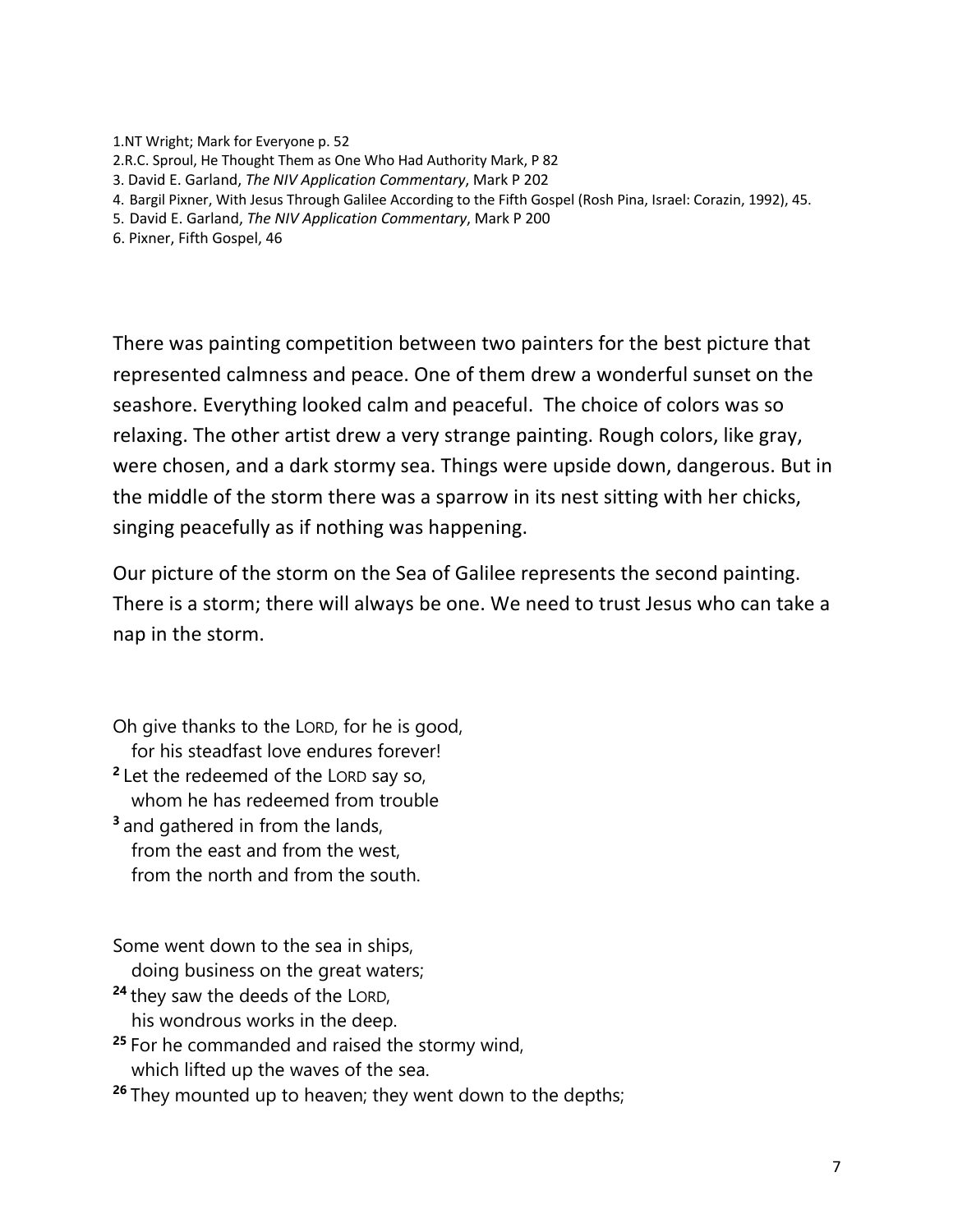1.NT Wright; Mark for Everyone p. 52
2.R.C. Sproul, He Thought Them as One Who Had Authority Mark, P 82
3. David E. Garland, *The NIV Application Commentary*, Mark P 202
4. Bargil Pixner, With Jesus Through Galilee According to the Fifth Gospel (Rosh Pina, Israel: Corazin, 1992), 45.
5. David E. Garland, *The NIV Application Commentary*, Mark P 200
6. Pixner, Fifth Gospel, 46

There was painting competition between two painters for the best picture that represented calmness and peace. One of them drew a wonderful sunset on the seashore. Everything looked calm and peaceful. The choice of colors was so relaxing. The other artist drew a very strange painting. Rough colors, like gray, were chosen, and a dark stormy sea. Things were upside down, dangerous. But in the middle of the storm there was a sparrow in its nest sitting with her chicks, singing peacefully as if nothing was happening.

Our picture of the storm on the Sea of Galilee represents the second painting. There is a storm; there will always be one. We need to trust Jesus who can take a nap in the storm.

Oh give thanks to the LORD, for he is good,
for his steadfast love endures forever!
**2** Let the redeemed of the LORD say so,
whom he has redeemed from trouble
**3** and gathered in from the lands,
from the east and from the west,
from the north and from the south.

Some went down to the sea in ships,
doing business on the great waters;
**24** they saw the deeds of the LORD,
his wondrous works in the deep.
**25** For he commanded and raised the stormy wind,
which lifted up the waves of the sea.
**26** They mounted up to heaven; they went down to the depths;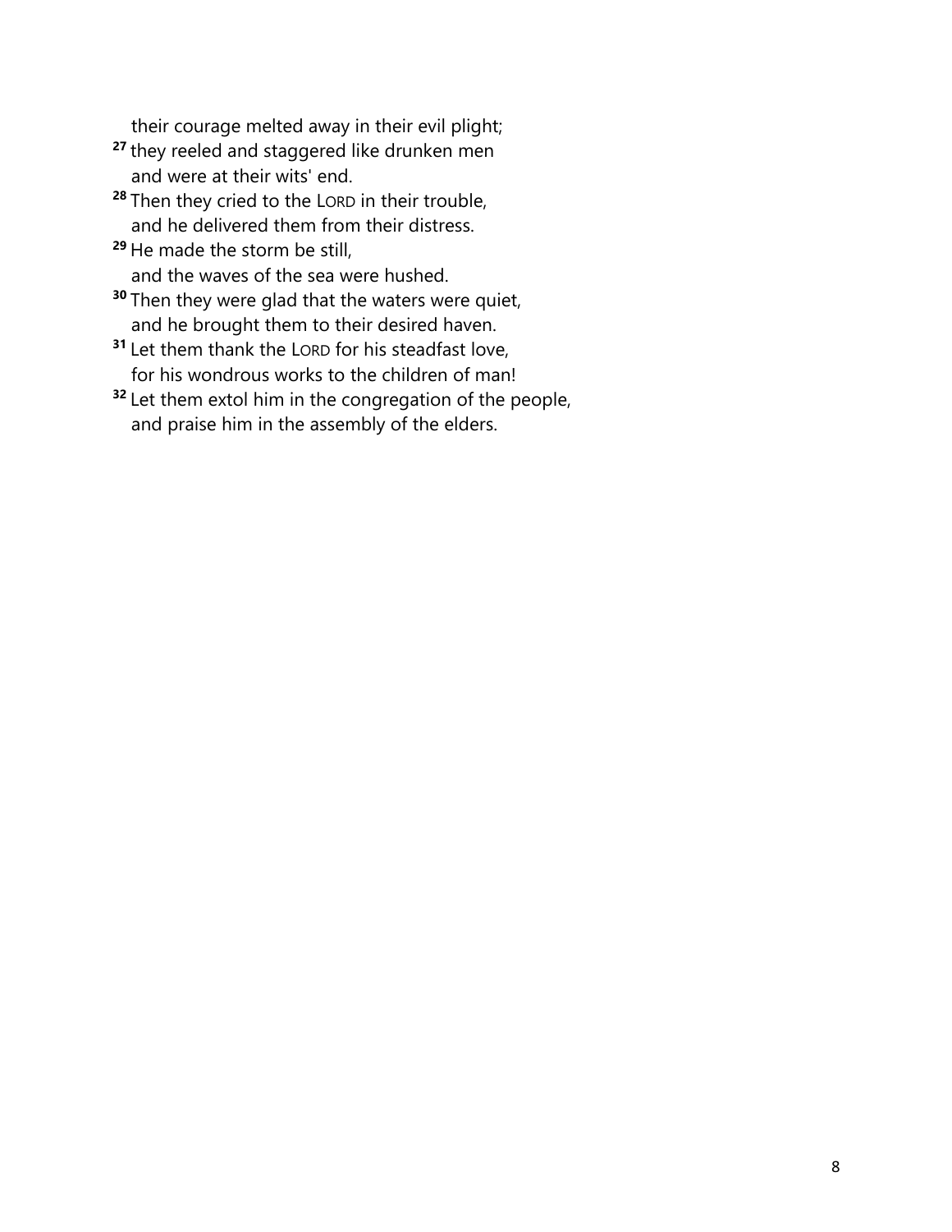their courage melted away in their evil plight;

[27] they reeled and staggered like drunken men
and were at their wits' end.

[28] Then they cried to the LORD in their trouble,
and he delivered them from their distress.

[29] He made the storm be still,
and the waves of the sea were hushed.

[30] Then they were glad that the waters were quiet,
and he brought them to their desired haven.

[31] Let them thank the LORD for his steadfast love,
for his wondrous works to the children of man!

[32] Let them extol him in the congregation of the people,
and praise him in the assembly of the elders.